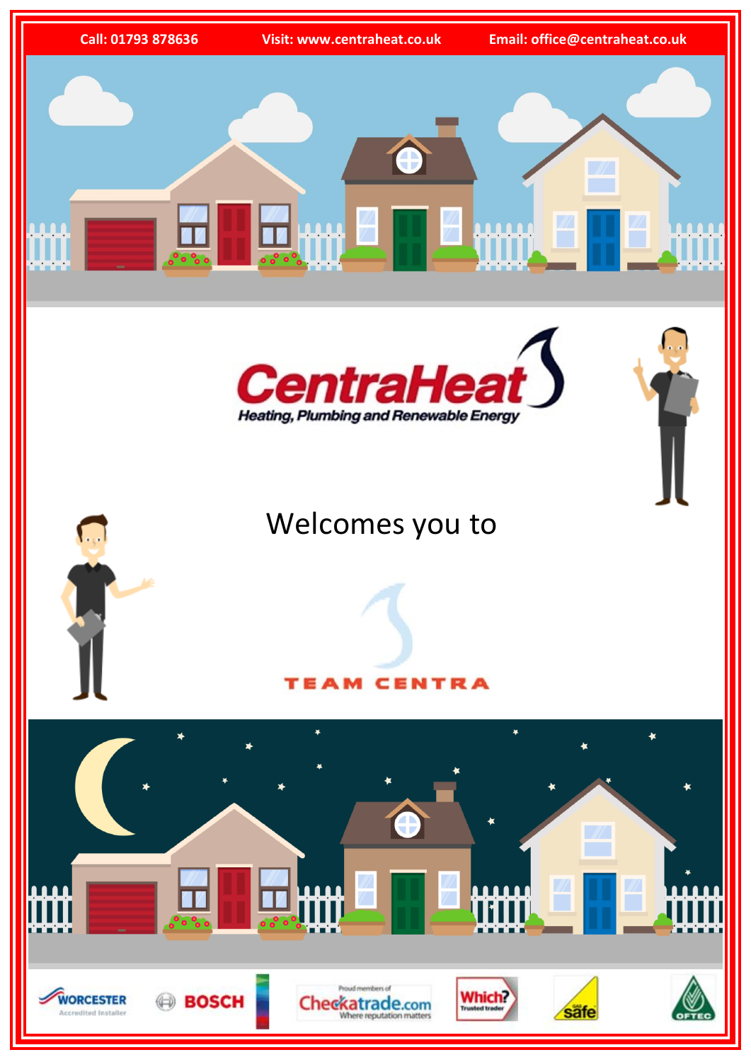Call: 01793 878636 Visit: www.centraheat.co.uk Email: office@centraheat.co.uk

# CentraHeat

*Heating, Plumbing and Renewable Energy*

Welcomes you to

## TEAM CENTRA

WORCESTER Accredited Installer

BOSCH

Proud members of Checkatrade.com Where reputation matters

Which? Trusted trader

Gas Safe

OFTEC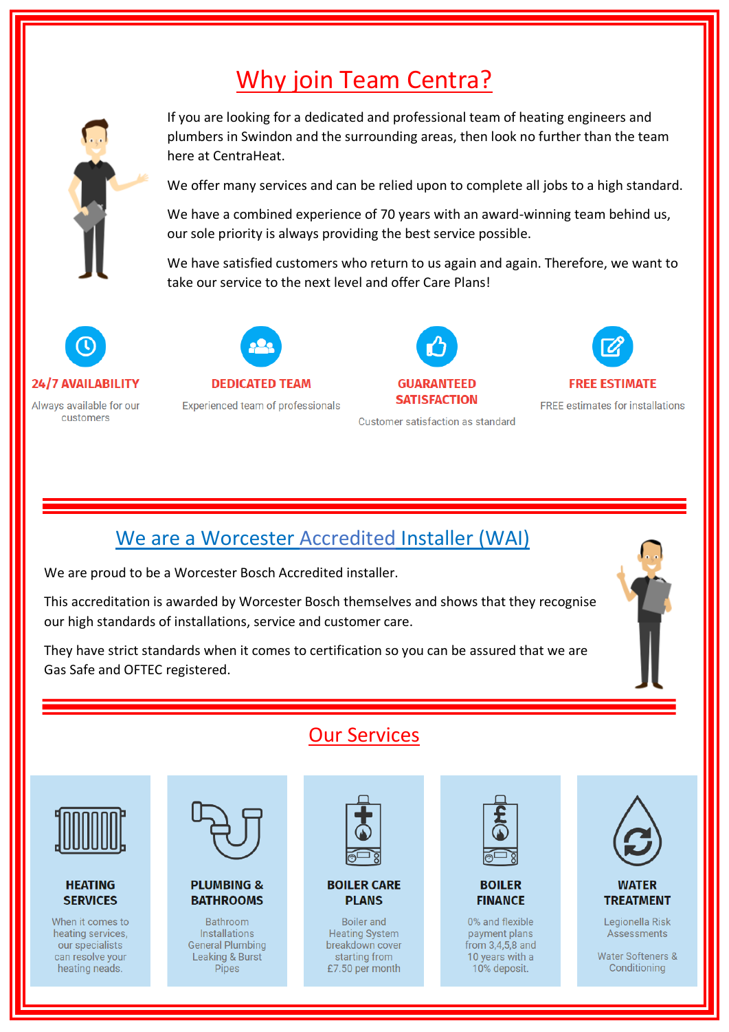# Why join Team Centra?

If you are looking for a dedicated and professional team of heating engineers and plumbers in Swindon and the surrounding areas, then look no further than the team here at CentraHeat.

We offer many services and can be relied upon to complete all jobs to a high standard.

We have a combined experience of 70 years with an award-winning team behind us, our sole priority is always providing the best service possible.

We have satisfied customers who return to us again and again. Therefore, we want to take our service to the next level and offer Care Plans!

**24/7 AVAILABILITY**

Always available for our customers

**DEDICATED TEAM**

Experienced team of professionals

**GUARANTEED SATISFACTION**

Customer satisfaction as standard

**FREE ESTIMATE**

FREE estimates for installations

## We are a Worcester Accredited Installer (WAI)

We are proud to be a Worcester Bosch Accredited installer.

This accreditation is awarded by Worcester Bosch themselves and shows that they recognise our high standards of installations, service and customer care.

They have strict standards when it comes to certification so you can be assured that we are Gas Safe and OFTEC registered.

## Our Services

**HEATING SERVICES**

When it comes to heating services, our specialists can resolve your heating needs.

**PLUMBING & BATHROOMS**

Bathroom Installations
General Plumbing
Leaking & Burst Pipes

**BOILER CARE PLANS**

Boiler and Heating System breakdown cover starting from £7.50 per month

**BOILER FINANCE**

0% and flexible payment plans from 3,4,5,8 and 10 years with a 10% deposit.

**WATER TREATMENT**

Legionella Risk Assessments

Water Softeners & Conditioning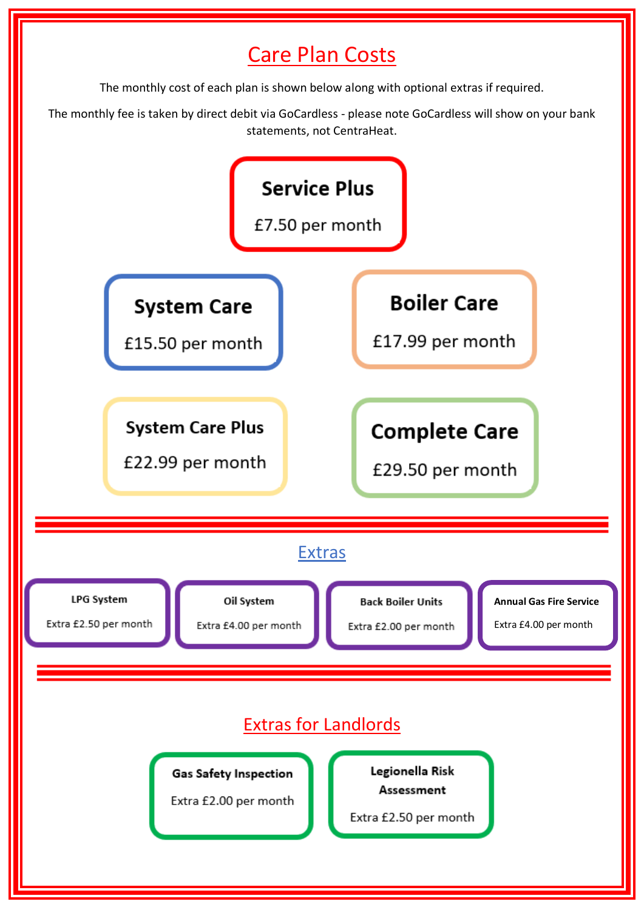# Care Plan Costs

The monthly cost of each plan is shown below along with optional extras if required.

The monthly fee is taken by direct debit via GoCardless - please note GoCardless will show on your bank statements, not CentraHeat.

**Service Plus**
£7.50 per month

**System Care**
£15.50 per month

**Boiler Care**
£17.99 per month

**System Care Plus**
£22.99 per month

**Complete Care**
£29.50 per month

## Extras

**LPG System**
Extra £2.50 per month

**Oil System**
Extra £4.00 per month

**Back Boiler Units**
Extra £2.00 per month

**Annual Gas Fire Service**
Extra £4.00 per month

## Extras for Landlords

**Gas Safety Inspection**
Extra £2.00 per month

**Legionella Risk Assessment**
Extra £2.50 per month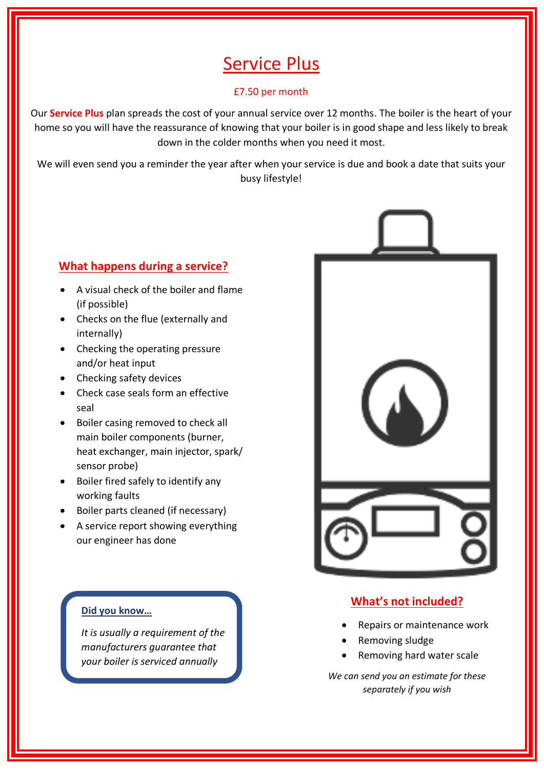# Service Plus

£7.50 per month

Our **Service Plus** plan spreads the cost of your annual service over 12 months. The boiler is the heart of your home so you will have the reassurance of knowing that your boiler is in good shape and less likely to break down in the colder months when you need it most.

We will even send you a reminder the year after when your service is due and book a date that suits your busy lifestyle!

## What happens during a service?

- A visual check of the boiler and flame (if possible)
- Checks on the flue (externally and internally)
- Checking the operating pressure and/or heat input
- Checking safety devices
- Check case seals form an effective seal
- Boiler casing removed to check all main boiler components (burner, heat exchanger, main injector, spark/ sensor probe)
- Boiler fired safely to identify any working faults
- Boiler parts cleaned (if necessary)
- A service report showing everything our engineer has done

### Did you know…

*It is usually a requirement of the manufacturers guarantee that your boiler is serviced annually*

## What's not included?

- Repairs or maintenance work
- Removing sludge
- Removing hard water scale

*We can send you an estimate for these separately if you wish*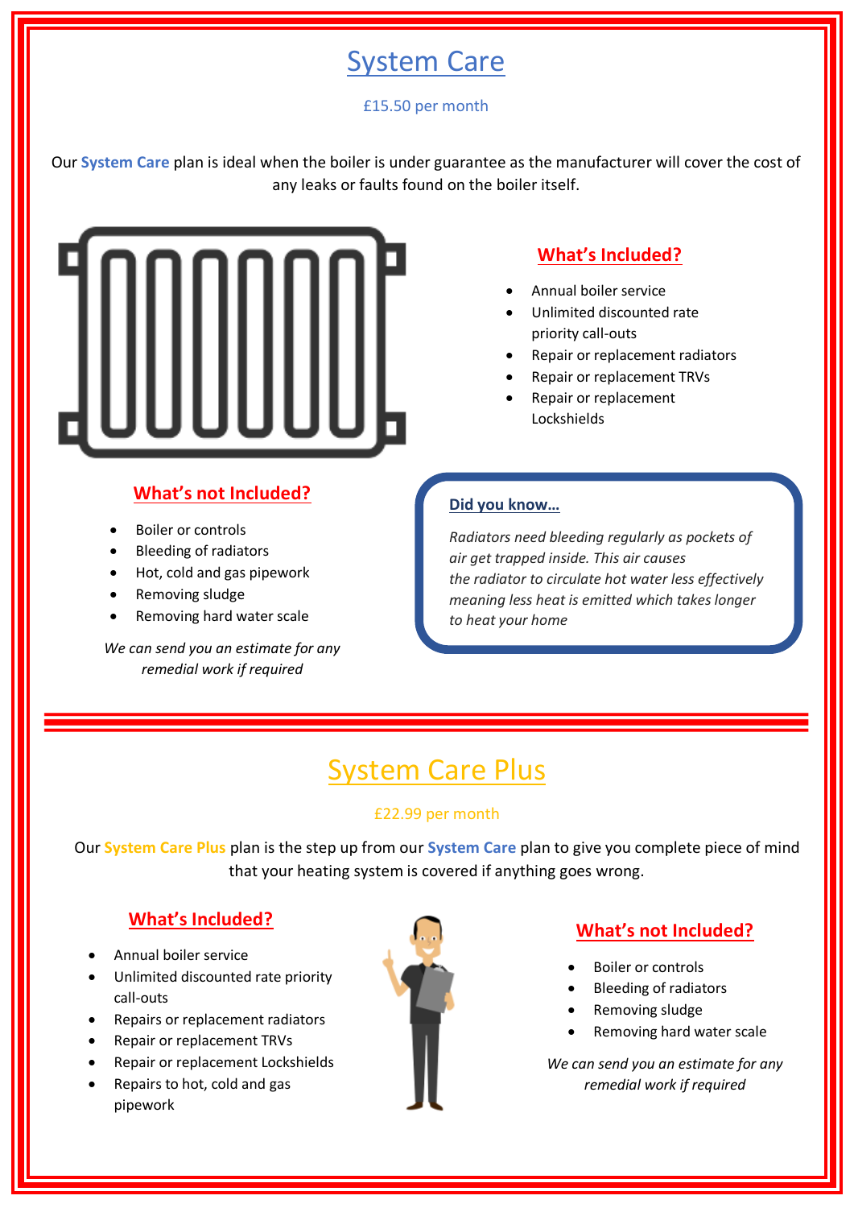# System Care

£15.50 per month

Our **System Care** plan is ideal when the boiler is under guarantee as the manufacturer will cover the cost of any leaks or faults found on the boiler itself.

### What's Included?

- Annual boiler service
- Unlimited discounted rate priority call-outs
- Repair or replacement radiators
- Repair or replacement TRVs
- Repair or replacement Lockshields

### What's not Included?

- Boiler or controls
- Bleeding of radiators
- Hot, cold and gas pipework
- Removing sludge
- Removing hard water scale

*We can send you an estimate for any remedial work if required*

**Did you know…**

*Radiators need bleeding regularly as pockets of air get trapped inside. This air causes the radiator to circulate hot water less effectively meaning less heat is emitted which takes longer to heat your home*

# System Care Plus

£22.99 per month

Our **System Care Plus** plan is the step up from our **System Care** plan to give you complete piece of mind that your heating system is covered if anything goes wrong.

### What's Included?

- Annual boiler service
- Unlimited discounted rate priority call-outs
- Repairs or replacement radiators
- Repair or replacement TRVs
- Repair or replacement Lockshields
- Repairs to hot, cold and gas pipework

### What's not Included?

- Boiler or controls
- Bleeding of radiators
- Removing sludge
- Removing hard water scale

*We can send you an estimate for any remedial work if required*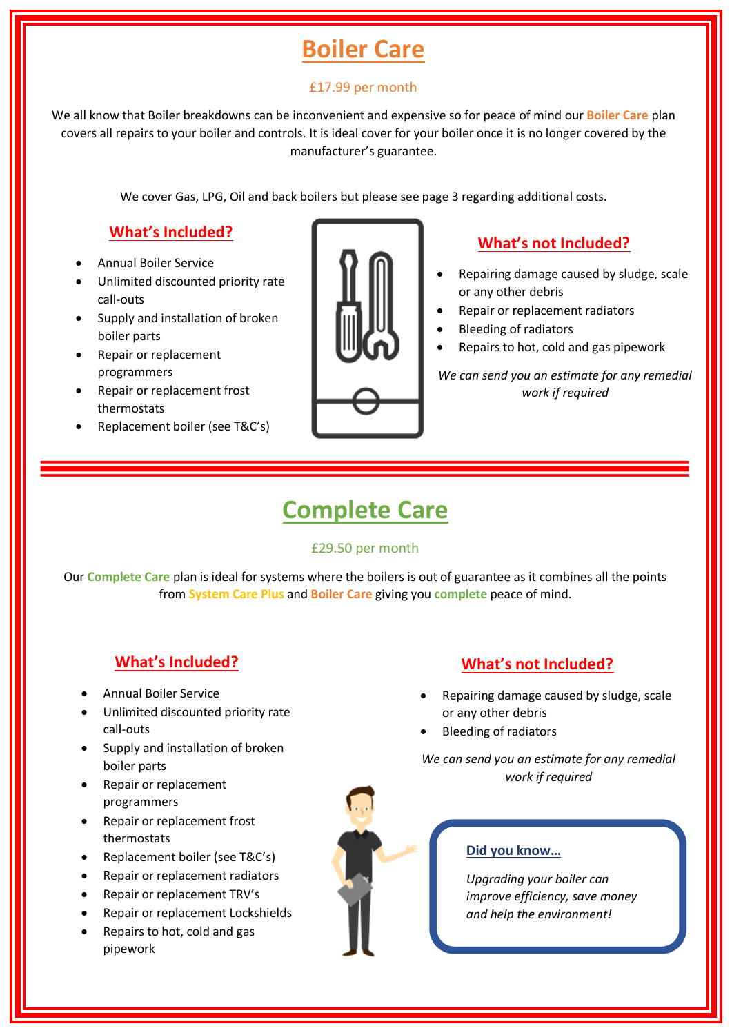# Boiler Care

£17.99 per month

We all know that Boiler breakdowns can be inconvenient and expensive so for peace of mind our **Boiler Care** plan covers all repairs to your boiler and controls. It is ideal cover for your boiler once it is no longer covered by the manufacturer's guarantee.

We cover Gas, LPG, Oil and back boilers but please see page 3 regarding additional costs.

## What's Included?

- Annual Boiler Service
- Unlimited discounted priority rate call-outs
- Supply and installation of broken boiler parts
- Repair or replacement programmers
- Repair or replacement frost thermostats
- Replacement boiler (see T&C's)

## What's not Included?

- Repairing damage caused by sludge, scale or any other debris
- Repair or replacement radiators
- Bleeding of radiators
- Repairs to hot, cold and gas pipework

*We can send you an estimate for any remedial work if required*

# Complete Care

£29.50 per month

Our **Complete Care** plan is ideal for systems where the boilers is out of guarantee as it combines all the points from **System Care Plus** and **Boiler Care** giving you **complete** peace of mind.

## What's Included?

- Annual Boiler Service
- Unlimited discounted priority rate call-outs
- Supply and installation of broken boiler parts
- Repair or replacement programmers
- Repair or replacement frost thermostats
- Replacement boiler (see T&C's)
- Repair or replacement radiators
- Repair or replacement TRV's
- Repair or replacement Lockshields
- Repairs to hot, cold and gas pipework

## What's not Included?

- Repairing damage caused by sludge, scale or any other debris
- Bleeding of radiators

*We can send you an estimate for any remedial work if required*

**Did you know…**

*Upgrading your boiler can improve efficiency, save money and help the environment!*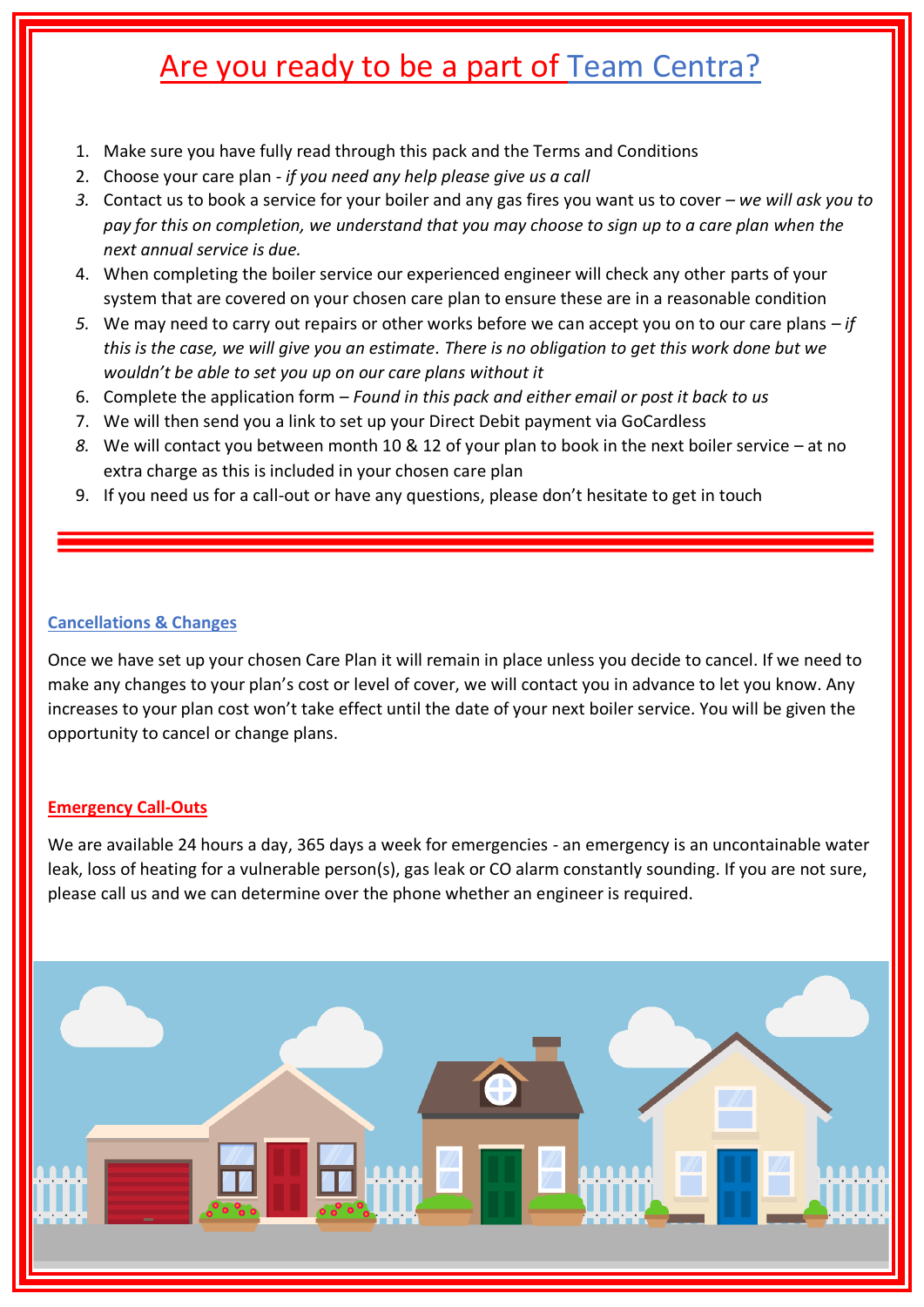# Are you ready to be a part of Team Centra?

1. Make sure you have fully read through this pack and the Terms and Conditions
2. Choose your care plan - *if you need any help please give us a call*
3. Contact us to book a service for your boiler and any gas fires you want us to cover – *we will ask you to pay for this on completion, we understand that you may choose to sign up to a care plan when the next annual service is due.*
4. When completing the boiler service our experienced engineer will check any other parts of your system that are covered on your chosen care plan to ensure these are in a reasonable condition
5. We may need to carry out repairs or other works before we can accept you on to our care plans – *if this is the case, we will give you an estimate. There is no obligation to get this work done but we wouldn't be able to set you up on our care plans without it*
6. Complete the application form – *Found in this pack and either email or post it back to us*
7. We will then send you a link to set up your Direct Debit payment via GoCardless
8. We will contact you between month 10 & 12 of your plan to book in the next boiler service – at no extra charge as this is included in your chosen care plan
9. If you need us for a call-out or have any questions, please don't hesitate to get in touch

---

## Cancellations & Changes

Once we have set up your chosen Care Plan it will remain in place unless you decide to cancel. If we need to make any changes to your plan's cost or level of cover, we will contact you in advance to let you know. Any increases to your plan cost won't take effect until the date of your next boiler service. You will be given the opportunity to cancel or change plans.

## Emergency Call-Outs

We are available 24 hours a day, 365 days a week for emergencies - an emergency is an uncontainable water leak, loss of heating for a vulnerable person(s), gas leak or CO alarm constantly sounding. If you are not sure, please call us and we can determine over the phone whether an engineer is required.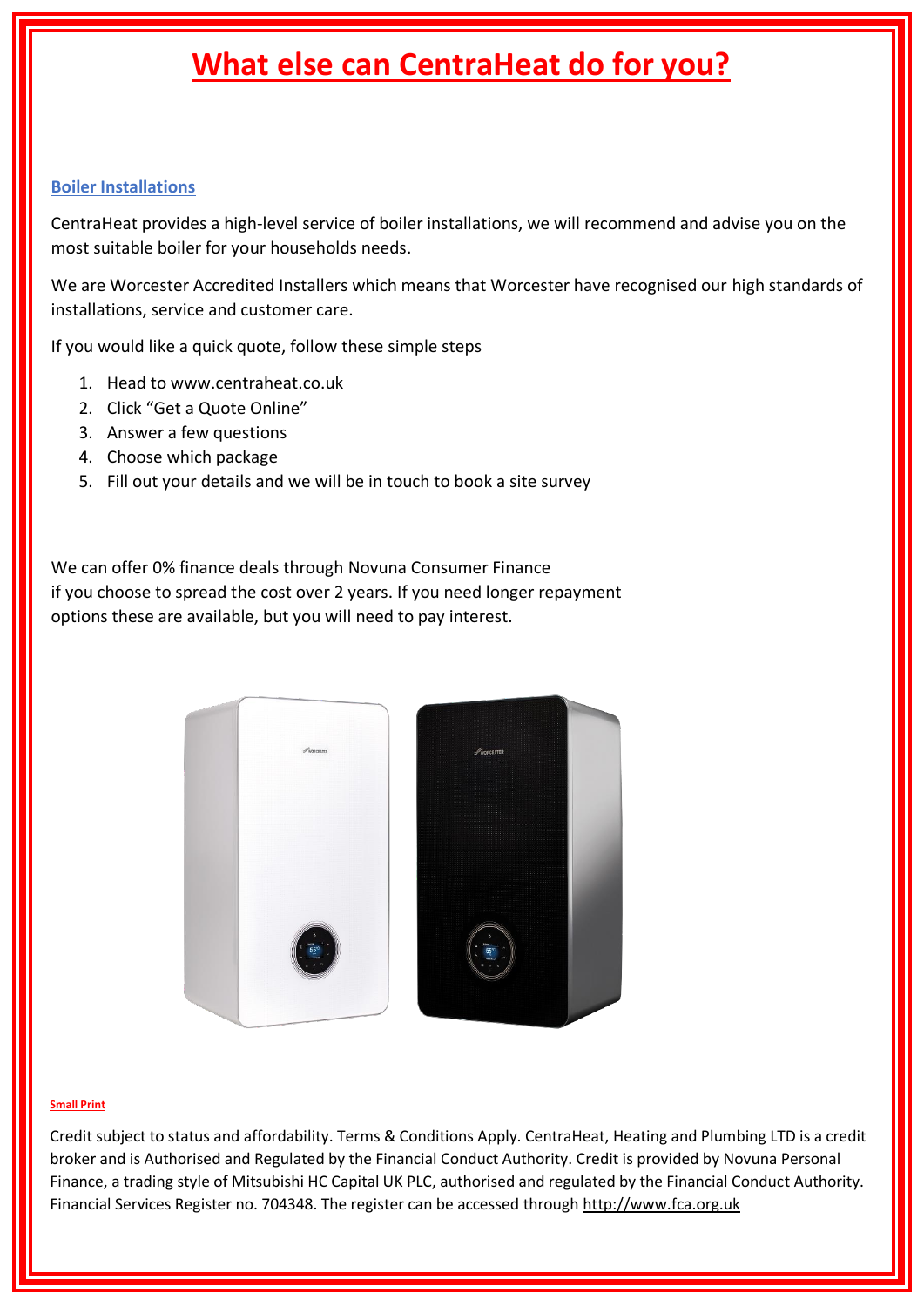# What else can CentraHeat do for you?

## Boiler Installations

CentraHeat provides a high-level service of boiler installations, we will recommend and advise you on the most suitable boiler for your households needs.

We are Worcester Accredited Installers which means that Worcester have recognised our high standards of installations, service and customer care.

If you would like a quick quote, follow these simple steps

1. Head to www.centraheat.co.uk
2. Click “Get a Quote Online”
3. Answer a few questions
4. Choose which package
5. Fill out your details and we will be in touch to book a site survey

We can offer 0% finance deals through Novuna Consumer Finance if you choose to spread the cost over 2 years. If you need longer repayment options these are available, but you will need to pay interest.

###### Small Print

Credit subject to status and affordability. Terms & Conditions Apply. CentraHeat, Heating and Plumbing LTD is a credit broker and is Authorised and Regulated by the Financial Conduct Authority. Credit is provided by Novuna Personal Finance, a trading style of Mitsubishi HC Capital UK PLC, authorised and regulated by the Financial Conduct Authority. Financial Services Register no. 704348. The register can be accessed through http://www.fca.org.uk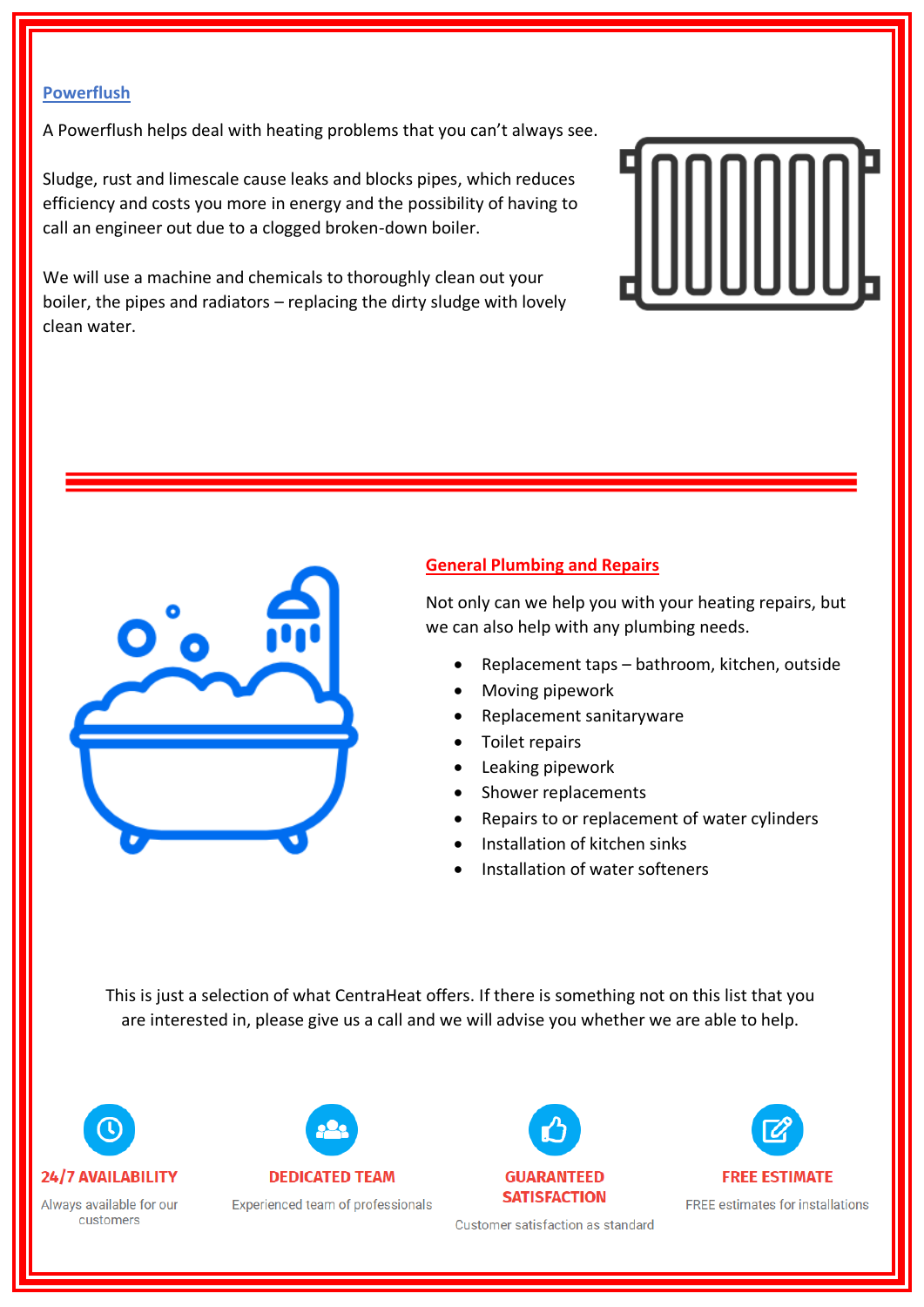## Powerflush

A Powerflush helps deal with heating problems that you can't always see.

Sludge, rust and limescale cause leaks and blocks pipes, which reduces efficiency and costs you more in energy and the possibility of having to call an engineer out due to a clogged broken-down boiler.

We will use a machine and chemicals to thoroughly clean out your boiler, the pipes and radiators – replacing the dirty sludge with lovely clean water.

---

## General Plumbing and Repairs

Not only can we help you with your heating repairs, but we can also help with any plumbing needs.

- Replacement taps – bathroom, kitchen, outside
- Moving pipework
- Replacement sanitaryware
- Toilet repairs
- Leaking pipework
- Shower replacements
- Repairs to or replacement of water cylinders
- Installation of kitchen sinks
- Installation of water softeners

This is just a selection of what CentraHeat offers. If there is something not on this list that you are interested in, please give us a call and we will advise you whether we are able to help.

**24/7 AVAILABILITY**
Always available for our customers

**DEDICATED TEAM**
Experienced team of professionals

**GUARANTEED SATISFACTION**
Customer satisfaction as standard

**FREE ESTIMATE**
FREE estimates for installations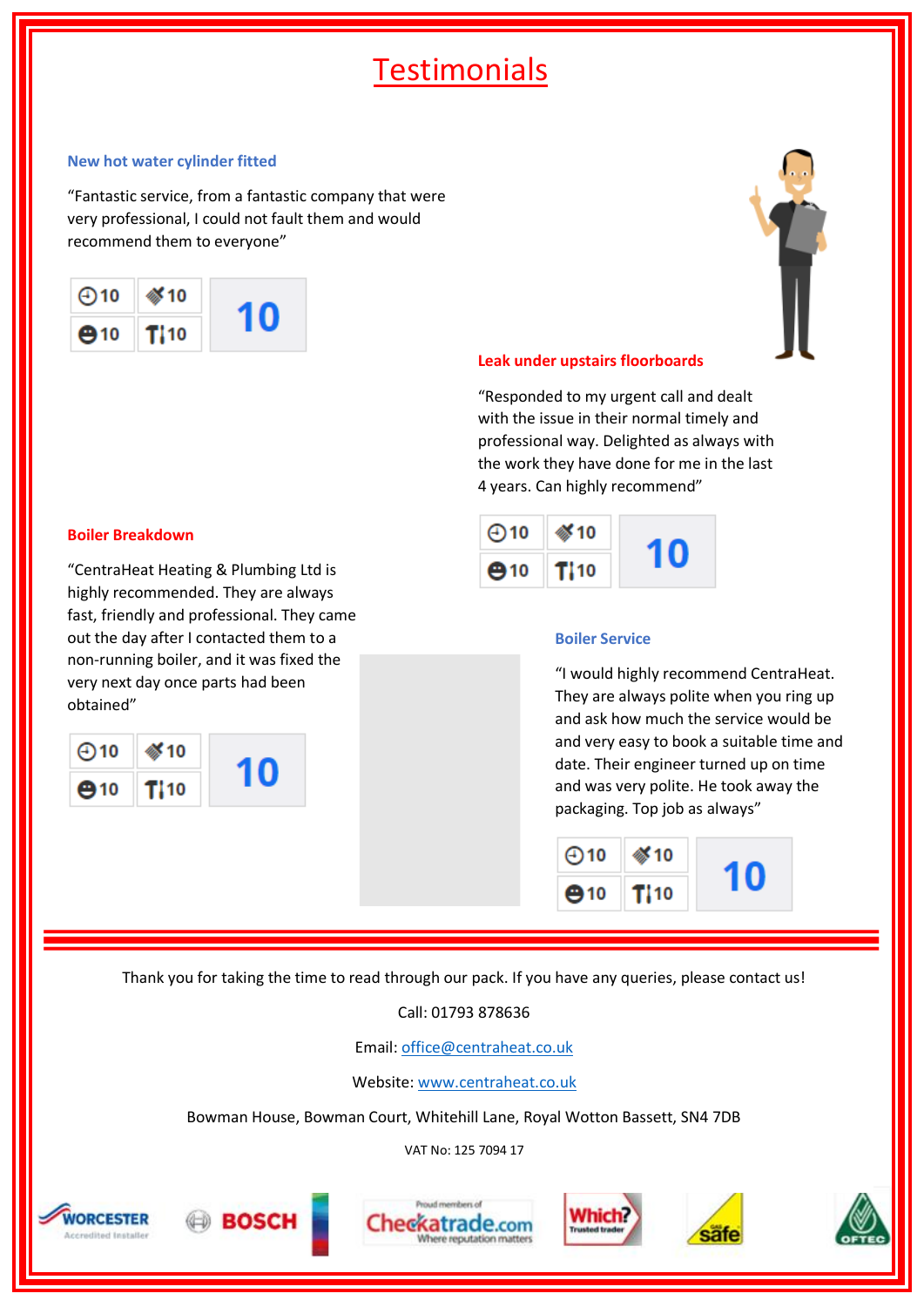# Testimonials

### New hot water cylinder fitted

"Fantastic service, from a fantastic company that were very professional, I could not fault them and would recommend them to everyone"

| 10 | 10 | **10** |
|---|---|---|
| 10 | 10 | |

### Leak under upstairs floorboards

"Responded to my urgent call and dealt with the issue in their normal timely and professional way. Delighted as always with the work they have done for me in the last 4 years. Can highly recommend"

| 10 | 10 | **10** |
|---|---|---|
| 10 | 10 | |

### Boiler Breakdown

"CentraHeat Heating & Plumbing Ltd is highly recommended. They are always fast, friendly and professional. They came out the day after I contacted them to a non-running boiler, and it was fixed the very next day once parts had been obtained"

| 10 | 10 | **10** |
|---|---|---|
| 10 | 10 | |

### Boiler Service

"I would highly recommend CentraHeat. They are always polite when you ring up and ask how much the service would be and very easy to book a suitable time and date. Their engineer turned up on time and was very polite. He took away the packaging. Top job as always"

| 10 | 10 | **10** |
|---|---|---|
| 10 | 10 | |

---

Thank you for taking the time to read through our pack. If you have any queries, please contact us!

Call: 01793 878636

Email: office@centraheat.co.uk

Website: www.centraheat.co.uk

Bowman House, Bowman Court, Whitehill Lane, Royal Wotton Bassett, SN4 7DB

VAT No: 125 7094 17

WORCESTER Accredited Installer | BOSCH | Proud members of Checkatrade.com Where reputation matters | Which? Trusted trader | Gas safe | OFTEC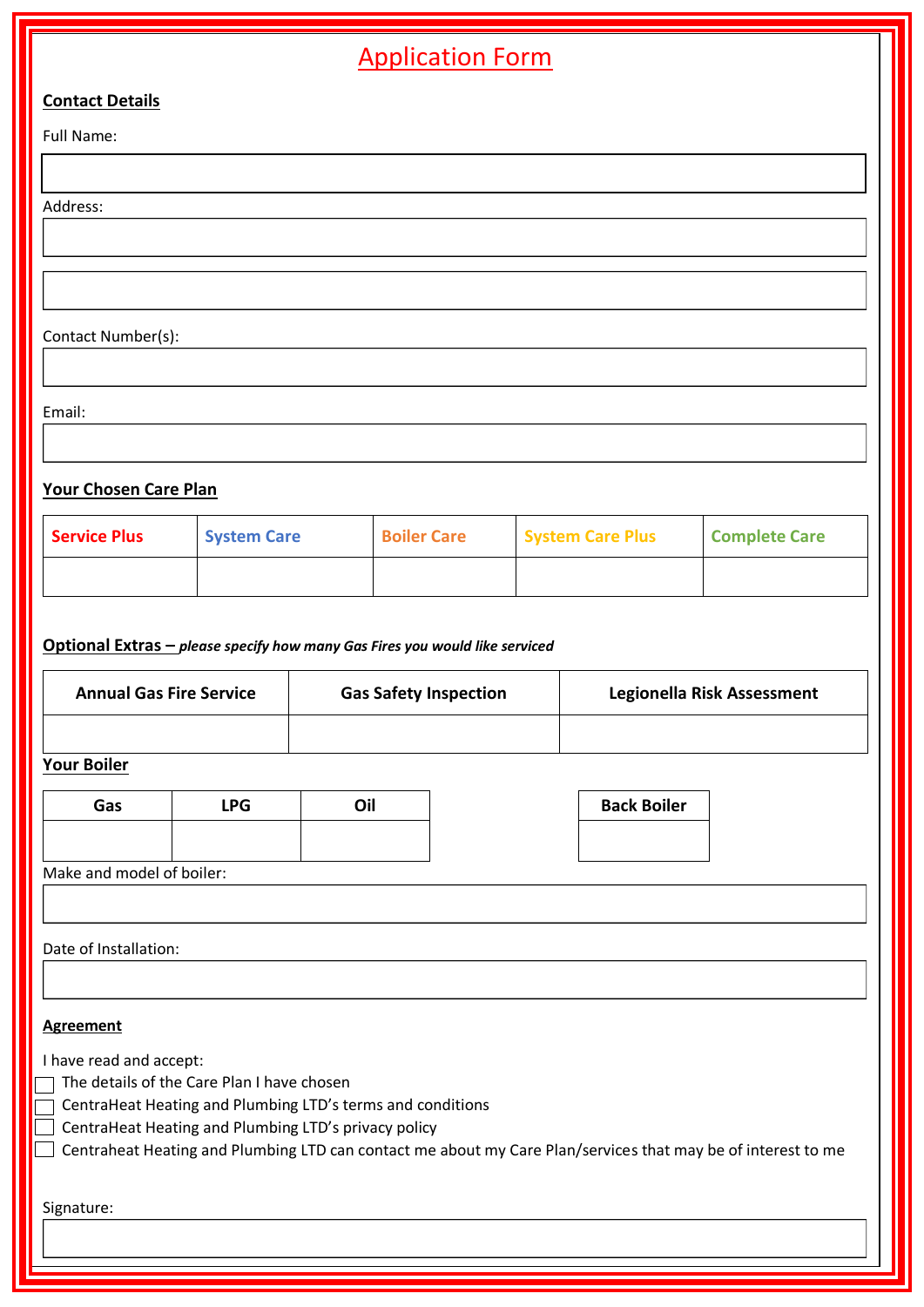# Application Form

**Contact Details**

Full Name:

Address:

Contact Number(s):

Email:

**Your Chosen Care Plan**

| Service Plus | System Care | Boiler Care | System Care Plus | Complete Care |
|---|---|---|---|---|
| | | | | |

**Optional Extras –** ***please specify how many Gas Fires you would like serviced***

| Annual Gas Fire Service | Gas Safety Inspection | Legionella Risk Assessment |
|---|---|---|
| | | |

**Your Boiler**

| Gas | LPG | Oil |
|---|---|---|
| | | |

| Back Boiler |
|---|
| |

Make and model of boiler:

Date of Installation:

**Agreement**

I have read and accept:

- ☐ The details of the Care Plan I have chosen
- ☐ CentraHeat Heating and Plumbing LTD's terms and conditions
- ☐ CentraHeat Heating and Plumbing LTD's privacy policy
- ☐ Centraheat Heating and Plumbing LTD can contact me about my Care Plan/services that may be of interest to me

Signature: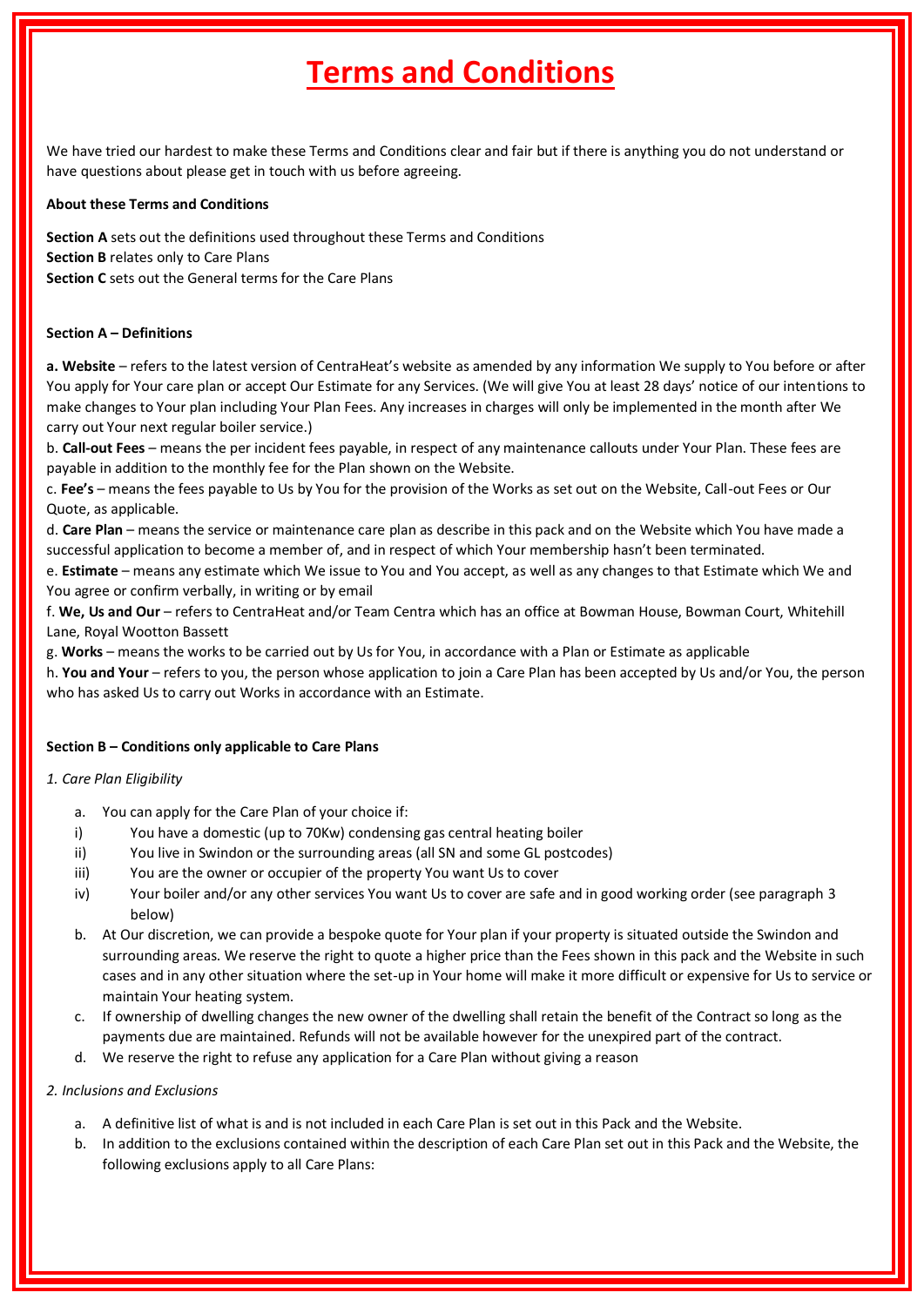# Terms and Conditions

We have tried our hardest to make these Terms and Conditions clear and fair but if there is anything you do not understand or have questions about please get in touch with us before agreeing.

**About these Terms and Conditions**

**Section A** sets out the definitions used throughout these Terms and Conditions
**Section B** relates only to Care Plans
**Section C** sets out the General terms for the Care Plans

**Section A – Definitions**

**a. Website** – refers to the latest version of CentraHeat's website as amended by any information We supply to You before or after You apply for Your care plan or accept Our Estimate for any Services. (We will give You at least 28 days' notice of our intentions to make changes to Your plan including Your Plan Fees. Any increases in charges will only be implemented in the month after We carry out Your next regular boiler service.)
b. **Call-out Fees** – means the per incident fees payable, in respect of any maintenance callouts under Your Plan. These fees are payable in addition to the monthly fee for the Plan shown on the Website.
c. **Fee's** – means the fees payable to Us by You for the provision of the Works as set out on the Website, Call-out Fees or Our Quote, as applicable.
d. **Care Plan** – means the service or maintenance care plan as describe in this pack and on the Website which You have made a successful application to become a member of, and in respect of which Your membership hasn't been terminated.
e. **Estimate** – means any estimate which We issue to You and You accept, as well as any changes to that Estimate which We and You agree or confirm verbally, in writing or by email
f. **We, Us and Our** – refers to CentraHeat and/or Team Centra which has an office at Bowman House, Bowman Court, Whitehill Lane, Royal Wootton Bassett
g. **Works** – means the works to be carried out by Us for You, in accordance with a Plan or Estimate as applicable
h. **You and Your** – refers to you, the person whose application to join a Care Plan has been accepted by Us and/or You, the person who has asked Us to carry out Works in accordance with an Estimate.

**Section B – Conditions only applicable to Care Plans**

*1. Care Plan Eligibility*

a. You can apply for the Care Plan of your choice if:
   i) You have a domestic (up to 70Kw) condensing gas central heating boiler
   ii) You live in Swindon or the surrounding areas (all SN and some GL postcodes)
   iii) You are the owner or occupier of the property You want Us to cover
   iv) Your boiler and/or any other services You want Us to cover are safe and in good working order (see paragraph 3 below)
b. At Our discretion, we can provide a bespoke quote for Your plan if your property is situated outside the Swindon and surrounding areas. We reserve the right to quote a higher price than the Fees shown in this pack and the Website in such cases and in any other situation where the set-up in Your home will make it more difficult or expensive for Us to service or maintain Your heating system.
c. If ownership of dwelling changes the new owner of the dwelling shall retain the benefit of the Contract so long as the payments due are maintained. Refunds will not be available however for the unexpired part of the contract.
d. We reserve the right to refuse any application for a Care Plan without giving a reason

*2. Inclusions and Exclusions*

a. A definitive list of what is and is not included in each Care Plan is set out in this Pack and the Website.
b. In addition to the exclusions contained within the description of each Care Plan set out in this Pack and the Website, the following exclusions apply to all Care Plans: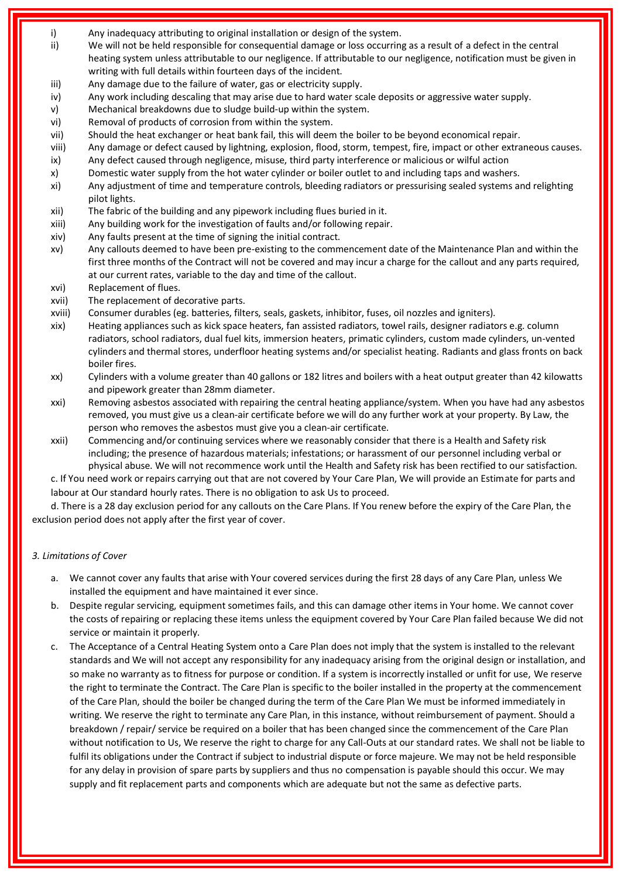i) Any inadequacy attributing to original installation or design of the system.

ii) We will not be held responsible for consequential damage or loss occurring as a result of a defect in the central heating system unless attributable to our negligence. If attributable to our negligence, notification must be given in writing with full details within fourteen days of the incident.

iii) Any damage due to the failure of water, gas or electricity supply.

iv) Any work including descaling that may arise due to hard water scale deposits or aggressive water supply.

v) Mechanical breakdowns due to sludge build-up within the system.

vi) Removal of products of corrosion from within the system.

vii) Should the heat exchanger or heat bank fail, this will deem the boiler to be beyond economical repair.

viii) Any damage or defect caused by lightning, explosion, flood, storm, tempest, fire, impact or other extraneous causes.

ix) Any defect caused through negligence, misuse, third party interference or malicious or wilful action

x) Domestic water supply from the hot water cylinder or boiler outlet to and including taps and washers.

xi) Any adjustment of time and temperature controls, bleeding radiators or pressurising sealed systems and relighting pilot lights.

xii) The fabric of the building and any pipework including flues buried in it.

xiii) Any building work for the investigation of faults and/or following repair.

xiv) Any faults present at the time of signing the initial contract.

xv) Any callouts deemed to have been pre-existing to the commencement date of the Maintenance Plan and within the first three months of the Contract will not be covered and may incur a charge for the callout and any parts required, at our current rates, variable to the day and time of the callout.

xvi) Replacement of flues.

xvii) The replacement of decorative parts.

xviii) Consumer durables (eg. batteries, filters, seals, gaskets, inhibitor, fuses, oil nozzles and igniters).

xix) Heating appliances such as kick space heaters, fan assisted radiators, towel rails, designer radiators e.g. column radiators, school radiators, dual fuel kits, immersion heaters, primatic cylinders, custom made cylinders, un-vented cylinders and thermal stores, underfloor heating systems and/or specialist heating. Radiants and glass fronts on back boiler fires.

xx) Cylinders with a volume greater than 40 gallons or 182 litres and boilers with a heat output greater than 42 kilowatts and pipework greater than 28mm diameter.

xxi) Removing asbestos associated with repairing the central heating appliance/system. When you have had any asbestos removed, you must give us a clean-air certificate before we will do any further work at your property. By Law, the person who removes the asbestos must give you a clean-air certificate.

xxii) Commencing and/or continuing services where we reasonably consider that there is a Health and Safety risk including; the presence of hazardous materials; infestations; or harassment of our personnel including verbal or physical abuse. We will not recommence work until the Health and Safety risk has been rectified to our satisfaction.

c. If You need work or repairs carrying out that are not covered by Your Care Plan, We will provide an Estimate for parts and labour at Our standard hourly rates. There is no obligation to ask Us to proceed.

d. There is a 28 day exclusion period for any callouts on the Care Plans. If You renew before the expiry of the Care Plan, the exclusion period does not apply after the first year of cover.

*3. Limitations of Cover*

a. We cannot cover any faults that arise with Your covered services during the first 28 days of any Care Plan, unless We installed the equipment and have maintained it ever since.

b. Despite regular servicing, equipment sometimes fails, and this can damage other items in Your home. We cannot cover the costs of repairing or replacing these items unless the equipment covered by Your Care Plan failed because We did not service or maintain it properly.

c. The Acceptance of a Central Heating System onto a Care Plan does not imply that the system is installed to the relevant standards and We will not accept any responsibility for any inadequacy arising from the original design or installation, and so make no warranty as to fitness for purpose or condition. If a system is incorrectly installed or unfit for use, We reserve the right to terminate the Contract. The Care Plan is specific to the boiler installed in the property at the commencement of the Care Plan, should the boiler be changed during the term of the Care Plan We must be informed immediately in writing. We reserve the right to terminate any Care Plan, in this instance, without reimbursement of payment. Should a breakdown / repair/ service be required on a boiler that has been changed since the commencement of the Care Plan without notification to Us, We reserve the right to charge for any Call-Outs at our standard rates. We shall not be liable to fulfil its obligations under the Contract if subject to industrial dispute or force majeure. We may not be held responsible for any delay in provision of spare parts by suppliers and thus no compensation is payable should this occur. We may supply and fit replacement parts and components which are adequate but not the same as defective parts.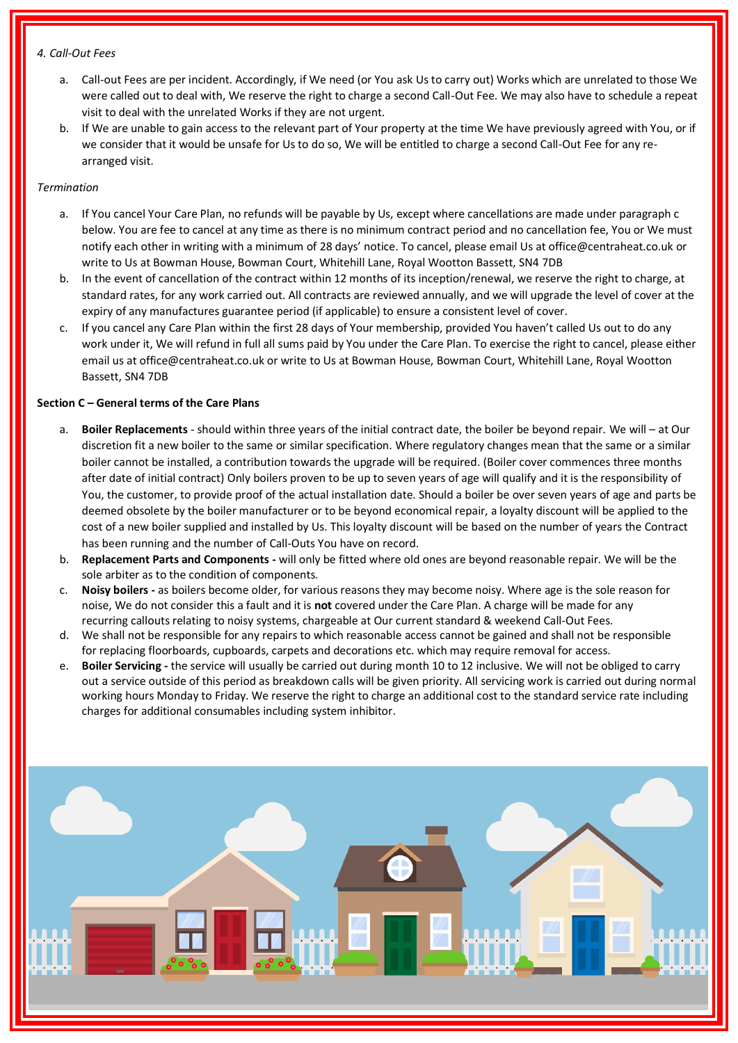*4. Call-Out Fees*

a. Call-out Fees are per incident. Accordingly, if We need (or You ask Us to carry out) Works which are unrelated to those We were called out to deal with, We reserve the right to charge a second Call-Out Fee. We may also have to schedule a repeat visit to deal with the unrelated Works if they are not urgent.

b. If We are unable to gain access to the relevant part of Your property at the time We have previously agreed with You, or if we consider that it would be unsafe for Us to do so, We will be entitled to charge a second Call-Out Fee for any re-arranged visit.

*Termination*

a. If You cancel Your Care Plan, no refunds will be payable by Us, except where cancellations are made under paragraph c below. You are fee to cancel at any time as there is no minimum contract period and no cancellation fee, You or We must notify each other in writing with a minimum of 28 days' notice. To cancel, please email Us at office@centraheat.co.uk or write to Us at Bowman House, Bowman Court, Whitehill Lane, Royal Wootton Bassett, SN4 7DB

b. In the event of cancellation of the contract within 12 months of its inception/renewal, we reserve the right to charge, at standard rates, for any work carried out. All contracts are reviewed annually, and we will upgrade the level of cover at the expiry of any manufactures guarantee period (if applicable) to ensure a consistent level of cover.

c. If you cancel any Care Plan within the first 28 days of Your membership, provided You haven't called Us out to do any work under it, We will refund in full all sums paid by You under the Care Plan. To exercise the right to cancel, please either email us at office@centraheat.co.uk or write to Us at Bowman House, Bowman Court, Whitehill Lane, Royal Wootton Bassett, SN4 7DB

**Section C – General terms of the Care Plans**

a. **Boiler Replacements** - should within three years of the initial contract date, the boiler be beyond repair. We will – at Our discretion fit a new boiler to the same or similar specification. Where regulatory changes mean that the same or a similar boiler cannot be installed, a contribution towards the upgrade will be required. (Boiler cover commences three months after date of initial contract) Only boilers proven to be up to seven years of age will qualify and it is the responsibility of You, the customer, to provide proof of the actual installation date. Should a boiler be over seven years of age and parts be deemed obsolete by the boiler manufacturer or to be beyond economical repair, a loyalty discount will be applied to the cost of a new boiler supplied and installed by Us. This loyalty discount will be based on the number of years the Contract has been running and the number of Call-Outs You have on record.

b. **Replacement Parts and Components -** will only be fitted where old ones are beyond reasonable repair. We will be the sole arbiter as to the condition of components.

c. **Noisy boilers -** as boilers become older, for various reasons they may become noisy. Where age is the sole reason for noise, We do not consider this a fault and it is **not** covered under the Care Plan. A charge will be made for any recurring callouts relating to noisy systems, chargeable at Our current standard & weekend Call-Out Fees.

d. We shall not be responsible for any repairs to which reasonable access cannot be gained and shall not be responsible for replacing floorboards, cupboards, carpets and decorations etc. which may require removal for access.

e. **Boiler Servicing -** the service will usually be carried out during month 10 to 12 inclusive. We will not be obliged to carry out a service outside of this period as breakdown calls will be given priority. All servicing work is carried out during normal working hours Monday to Friday. We reserve the right to charge an additional cost to the standard service rate including charges for additional consumables including system inhibitor.